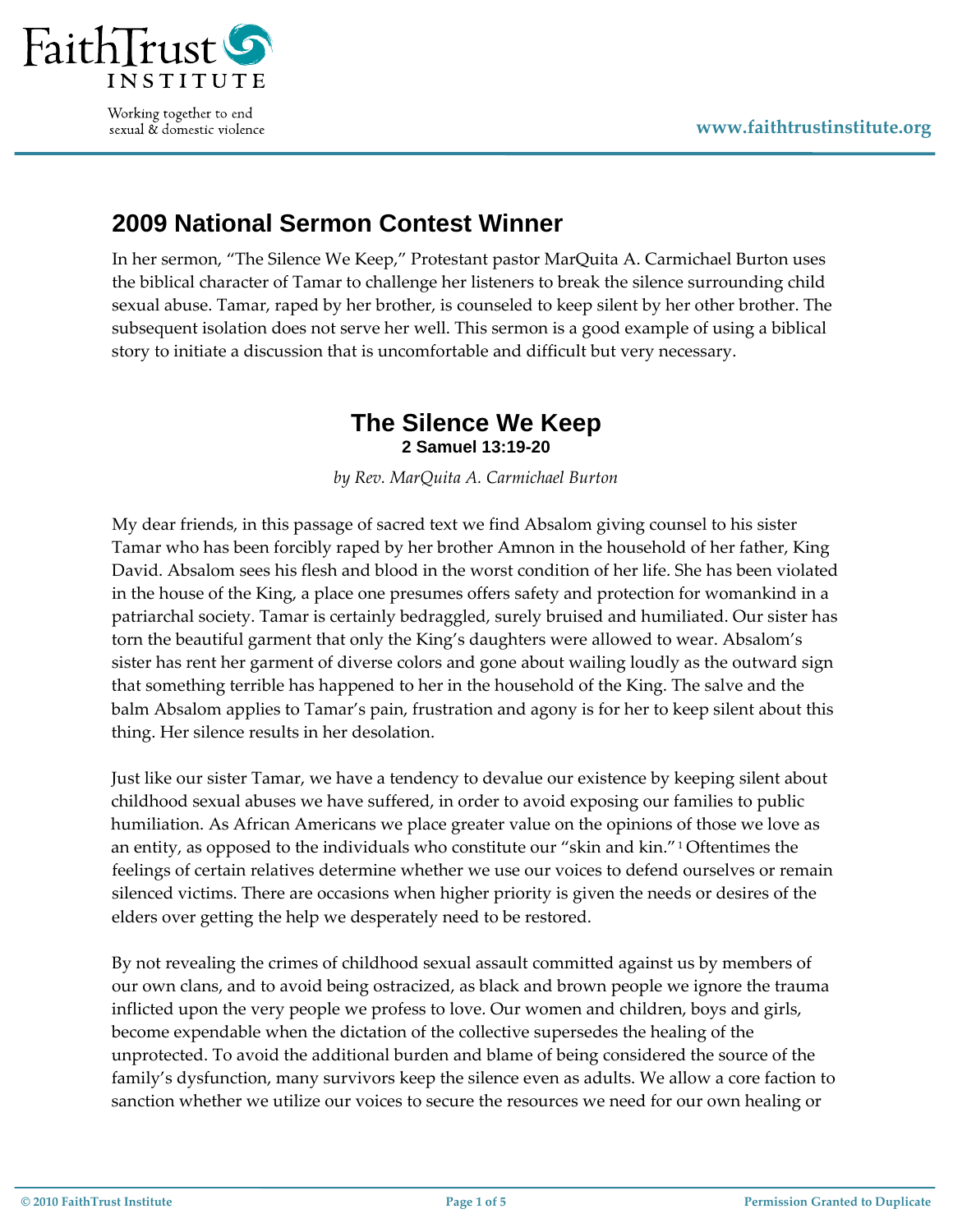## 2009 National Sermon Contest Winner

In her sermon, "The Silence We Keep," Protestant pastor MarQuita A. Carmichael Burton uses the biblical character of Tamar to challenge her listeners to break the silence surrounding child sexual abuse. Tamar, raped by her brother, is counseled to keep silent by her other brother. The subsequent isolation does not serve her well. This sermon is a good example of using a biblical story to initiate a discussion that is uncomfortable and difficult but very necessary.

# The Silence We Keep

**2 Samuel 13:19-20**

*by Rev. MarQuita A. Carmichael Burton*

My dear friends, in this passage of sacred text we find Absalom giving counsel to his sister Tamar who has been forcibly raped by her brother Amnon in the household of her father, King David. Absalom sees his flesh and blood in the worst condition of her life. She has been violated in the house of the King, a place one presumes offers safety and protection for womankind in a patriarchal society. Tamar is certainly bedraggled, surely bruised and humiliated. Our sister has torn the beautiful garment that only the King's daughters were allowed to wear. Absalom's sister has rent her garment of diverse colors and gone about wailing loudly as the outward sign that something terrible has happened to her in the household of the King. The salve and the balm Absalom applies to Tamar's pain, frustration and agony is for her to keep silent about this thing. Her silence results in her desolation.

Just like our sister Tamar, we have a tendency to devalue our existence by keeping silent about childhood sexual abuses we have suffered, in order to avoid exposing our families to public humiliation. As African Americans we place greater value on the opinions of those we love as an entity, as opposed to the individuals who constitute our "skin and kin."[1] Oftentimes the feelings of certain relatives determine whether we use our voices to defend ourselves or remain silenced victims. There are occasions when higher priority is given the needs or desires of the elders over getting the help we desperately need to be restored.

By not revealing the crimes of childhood sexual assault committed against us by members of our own clans, and to avoid being ostracized, as black and brown people we ignore the trauma inflicted upon the very people we profess to love. Our women and children, boys and girls, become expendable when the dictation of the collective supersedes the healing of the unprotected. To avoid the additional burden and blame of being considered the source of the family's dysfunction, many survivors keep the silence even as adults. We allow a core faction to sanction whether we utilize our voices to secure the resources we need for our own healing or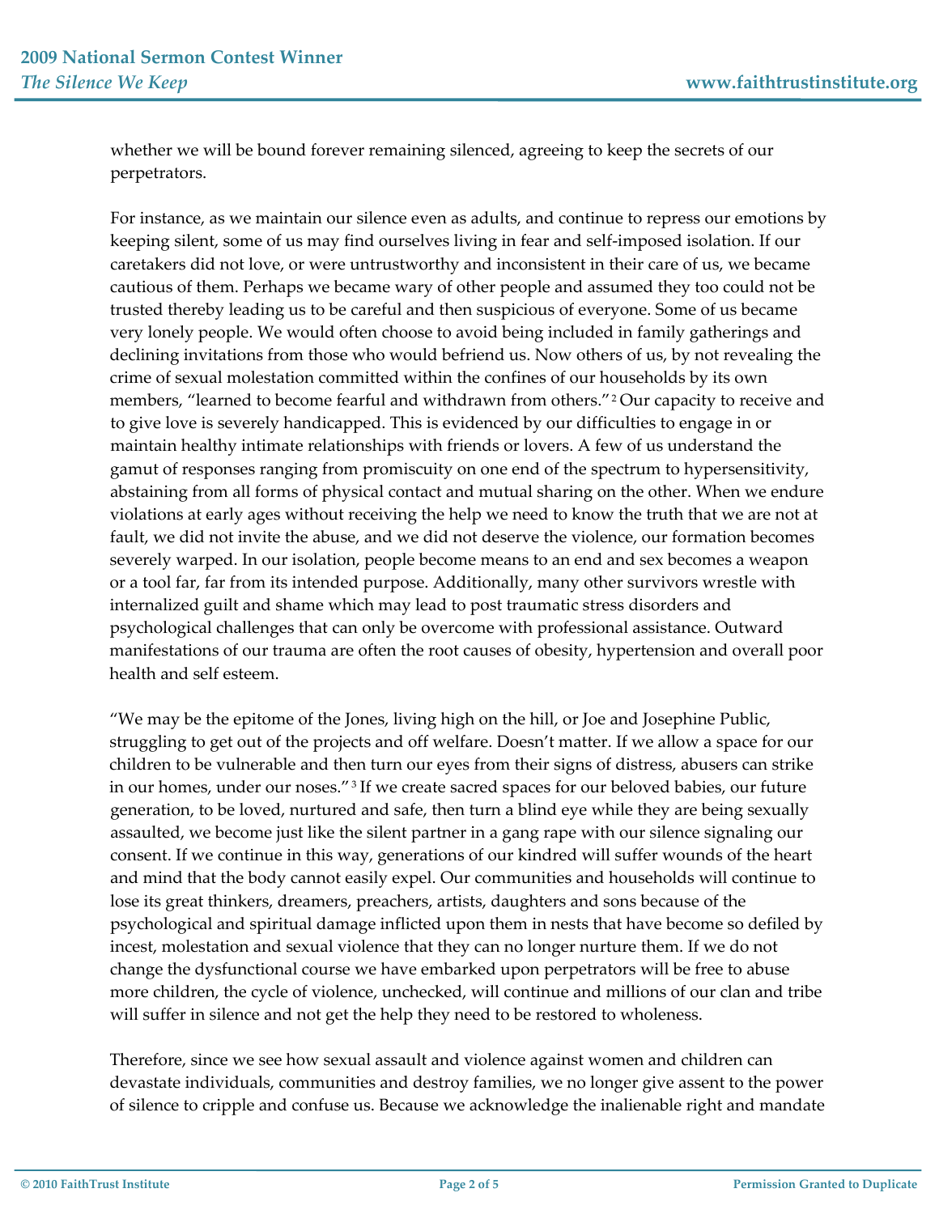whether we will be bound forever remaining silenced, agreeing to keep the secrets of our perpetrators.

For instance, as we maintain our silence even as adults, and continue to repress our emotions by keeping silent, some of us may find ourselves living in fear and self-imposed isolation. If our caretakers did not love, or were untrustworthy and inconsistent in their care of us, we became cautious of them. Perhaps we became wary of other people and assumed they too could not be trusted thereby leading us to be careful and then suspicious of everyone. Some of us became very lonely people. We would often choose to avoid being included in family gatherings and declining invitations from those who would befriend us. Now others of us, by not revealing the crime of sexual molestation committed within the confines of our households by its own members, "learned to become fearful and withdrawn from others."[2] Our capacity to receive and to give love is severely handicapped. This is evidenced by our difficulties to engage in or maintain healthy intimate relationships with friends or lovers. A few of us understand the gamut of responses ranging from promiscuity on one end of the spectrum to hypersensitivity, abstaining from all forms of physical contact and mutual sharing on the other. When we endure violations at early ages without receiving the help we need to know the truth that we are not at fault, we did not invite the abuse, and we did not deserve the violence, our formation becomes severely warped. In our isolation, people become means to an end and sex becomes a weapon or a tool far, far from its intended purpose. Additionally, many other survivors wrestle with internalized guilt and shame which may lead to post traumatic stress disorders and psychological challenges that can only be overcome with professional assistance. Outward manifestations of our trauma are often the root causes of obesity, hypertension and overall poor health and self esteem.

"We may be the epitome of the Jones, living high on the hill, or Joe and Josephine Public, struggling to get out of the projects and off welfare. Doesn't matter. If we allow a space for our children to be vulnerable and then turn our eyes from their signs of distress, abusers can strike in our homes, under our noses."[3] If we create sacred spaces for our beloved babies, our future generation, to be loved, nurtured and safe, then turn a blind eye while they are being sexually assaulted, we become just like the silent partner in a gang rape with our silence signaling our consent. If we continue in this way, generations of our kindred will suffer wounds of the heart and mind that the body cannot easily expel. Our communities and households will continue to lose its great thinkers, dreamers, preachers, artists, daughters and sons because of the psychological and spiritual damage inflicted upon them in nests that have become so defiled by incest, molestation and sexual violence that they can no longer nurture them. If we do not change the dysfunctional course we have embarked upon perpetrators will be free to abuse more children, the cycle of violence, unchecked, will continue and millions of our clan and tribe will suffer in silence and not get the help they need to be restored to wholeness.

Therefore, since we see how sexual assault and violence against women and children can devastate individuals, communities and destroy families, we no longer give assent to the power of silence to cripple and confuse us. Because we acknowledge the inalienable right and mandate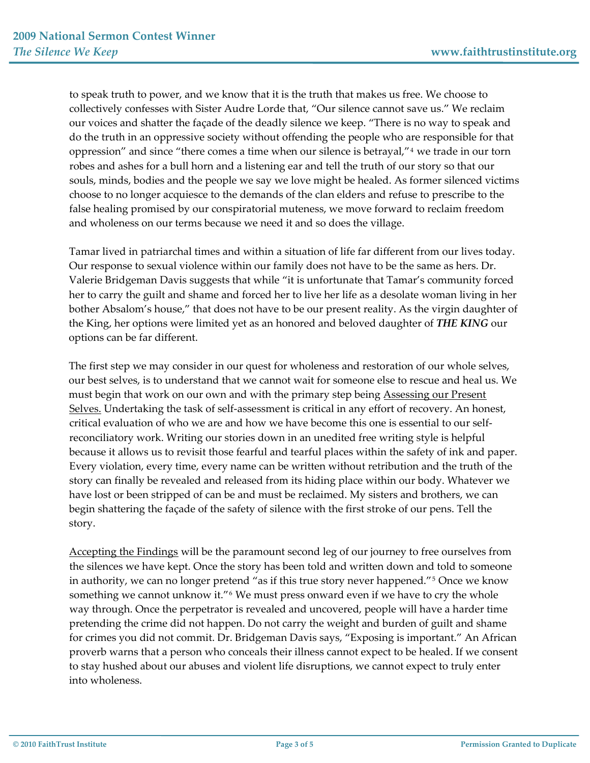to speak truth to power, and we know that it is the truth that makes us free. We choose to collectively confesses with Sister Audre Lorde that, "Our silence cannot save us." We reclaim our voices and shatter the façade of the deadly silence we keep. "There is no way to speak and do the truth in an oppressive society without offending the people who are responsible for that oppression" and since "there comes a time when our silence is betrayal,"[4] we trade in our torn robes and ashes for a bull horn and a listening ear and tell the truth of our story so that our souls, minds, bodies and the people we say we love might be healed. As former silenced victims choose to no longer acquiesce to the demands of the clan elders and refuse to prescribe to the false healing promised by our conspiratorial muteness, we move forward to reclaim freedom and wholeness on our terms because we need it and so does the village.

Tamar lived in patriarchal times and within a situation of life far different from our lives today. Our response to sexual violence within our family does not have to be the same as hers. Dr. Valerie Bridgeman Davis suggests that while "it is unfortunate that Tamar's community forced her to carry the guilt and shame and forced her to live her life as a desolate woman living in her bother Absalom's house," that does not have to be our present reality. As the virgin daughter of the King, her options were limited yet as an honored and beloved daughter of ***THE KING*** our options can be far different.

The first step we may consider in our quest for wholeness and restoration of our whole selves, our best selves, is to understand that we cannot wait for someone else to rescue and heal us. We must begin that work on our own and with the primary step being <u>Assessing our Present Selves.</u> Undertaking the task of self-assessment is critical in any effort of recovery. An honest, critical evaluation of who we are and how we have become this one is essential to our self-reconciliatory work. Writing our stories down in an unedited free writing style is helpful because it allows us to revisit those fearful and tearful places within the safety of ink and paper. Every violation, every time, every name can be written without retribution and the truth of the story can finally be revealed and released from its hiding place within our body. Whatever we have lost or been stripped of can be and must be reclaimed. My sisters and brothers, we can begin shattering the façade of the safety of silence with the first stroke of our pens. Tell the story.

<u>Accepting the Findings</u> will be the paramount second leg of our journey to free ourselves from the silences we have kept. Once the story has been told and written down and told to someone in authority, we can no longer pretend "as if this true story never happened."[5] Once we know something we cannot unknow it."[6] We must press onward even if we have to cry the whole way through. Once the perpetrator is revealed and uncovered, people will have a harder time pretending the crime did not happen. Do not carry the weight and burden of guilt and shame for crimes you did not commit. Dr. Bridgeman Davis says, "Exposing is important." An African proverb warns that a person who conceals their illness cannot expect to be healed. If we consent to stay hushed about our abuses and violent life disruptions, we cannot expect to truly enter into wholeness.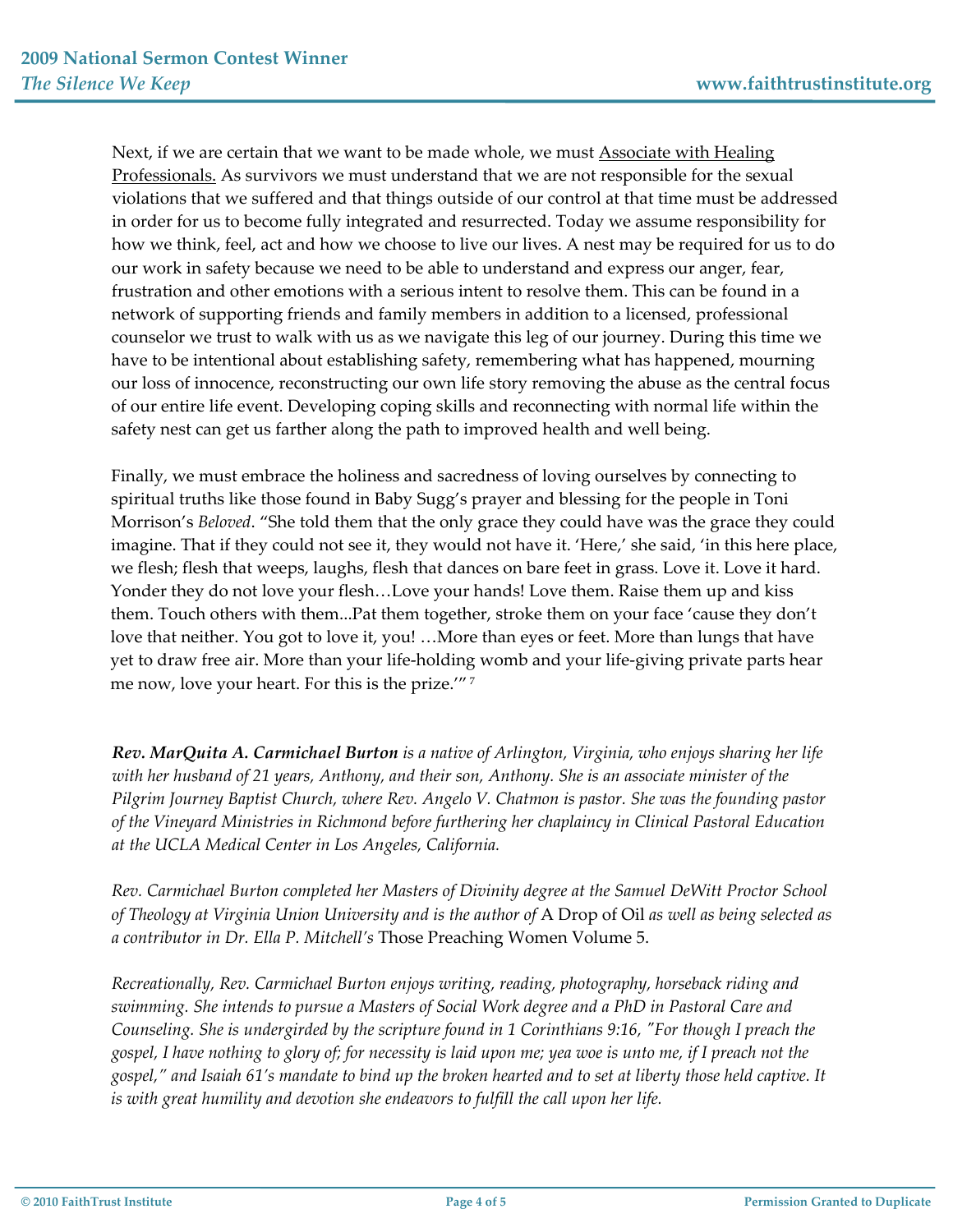Next, if we are certain that we want to be made whole, we must <u>Associate with Healing Professionals.</u> As survivors we must understand that we are not responsible for the sexual violations that we suffered and that things outside of our control at that time must be addressed in order for us to become fully integrated and resurrected. Today we assume responsibility for how we think, feel, act and how we choose to live our lives. A nest may be required for us to do our work in safety because we need to be able to understand and express our anger, fear, frustration and other emotions with a serious intent to resolve them. This can be found in a network of supporting friends and family members in addition to a licensed, professional counselor we trust to walk with us as we navigate this leg of our journey. During this time we have to be intentional about establishing safety, remembering what has happened, mourning our loss of innocence, reconstructing our own life story removing the abuse as the central focus of our entire life event. Developing coping skills and reconnecting with normal life within the safety nest can get us farther along the path to improved health and well being.

Finally, we must embrace the holiness and sacredness of loving ourselves by connecting to spiritual truths like those found in Baby Sugg's prayer and blessing for the people in Toni Morrison's *Beloved*. "She told them that the only grace they could have was the grace they could imagine. That if they could not see it, they would not have it. 'Here,' she said, 'in this here place, we flesh; flesh that weeps, laughs, flesh that dances on bare feet in grass. Love it. Love it hard. Yonder they do not love your flesh…Love your hands! Love them. Raise them up and kiss them. Touch others with them...Pat them together, stroke them on your face 'cause they don't love that neither. You got to love it, you! …More than eyes or feet. More than lungs that have yet to draw free air. More than your life-holding womb and your life-giving private parts hear me now, love your heart. For this is the prize.'"[7]

***Rev. MarQuita A. Carmichael Burton*** *is a native of Arlington, Virginia, who enjoys sharing her life with her husband of 21 years, Anthony, and their son, Anthony. She is an associate minister of the Pilgrim Journey Baptist Church, where Rev. Angelo V. Chatmon is pastor. She was the founding pastor of the Vineyard Ministries in Richmond before furthering her chaplaincy in Clinical Pastoral Education at the UCLA Medical Center in Los Angeles, California.*

*Rev. Carmichael Burton completed her Masters of Divinity degree at the Samuel DeWitt Proctor School of Theology at Virginia Union University and is the author of* A Drop of Oil *as well as being selected as a contributor in Dr. Ella P. Mitchell's* Those Preaching Women Volume 5.

*Recreationally, Rev. Carmichael Burton enjoys writing, reading, photography, horseback riding and swimming. She intends to pursue a Masters of Social Work degree and a PhD in Pastoral Care and Counseling. She is undergirded by the scripture found in 1 Corinthians 9:16, "For though I preach the gospel, I have nothing to glory of; for necessity is laid upon me; yea woe is unto me, if I preach not the gospel," and Isaiah 61's mandate to bind up the broken hearted and to set at liberty those held captive. It is with great humility and devotion she endeavors to fulfill the call upon her life.*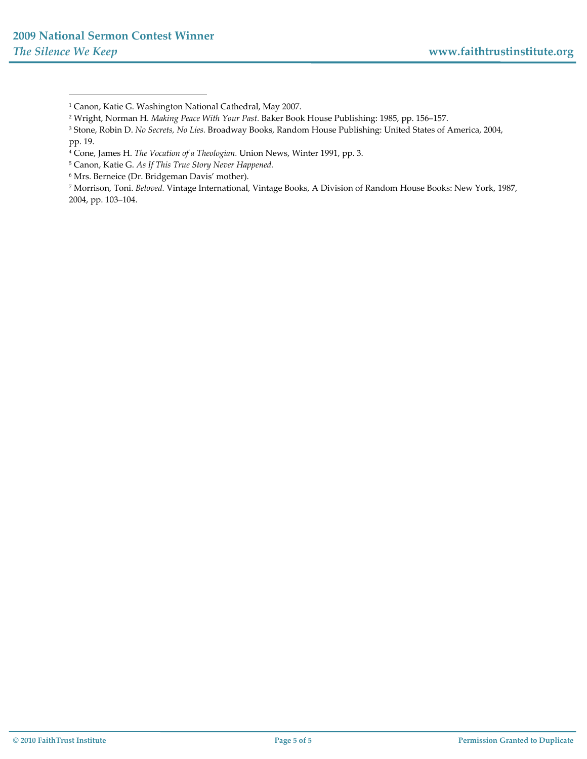---

[1] Canon, Katie G. Washington National Cathedral, May 2007.

[2] Wright, Norman H. *Making Peace With Your Past.* Baker Book House Publishing: 1985, pp. 156–157.

[3] Stone, Robin D. *No Secrets, No Lies.* Broadway Books, Random House Publishing: United States of America, 2004, pp. 19.

[4] Cone, James H. *The Vocation of a Theologian.* Union News, Winter 1991, pp. 3.

[5] Canon, Katie G. *As If This True Story Never Happened.*

[6] Mrs. Berneice (Dr. Bridgeman Davis' mother).

[7] Morrison, Toni. *Beloved.* Vintage International, Vintage Books, A Division of Random House Books: New York, 1987, 2004, pp. 103–104.